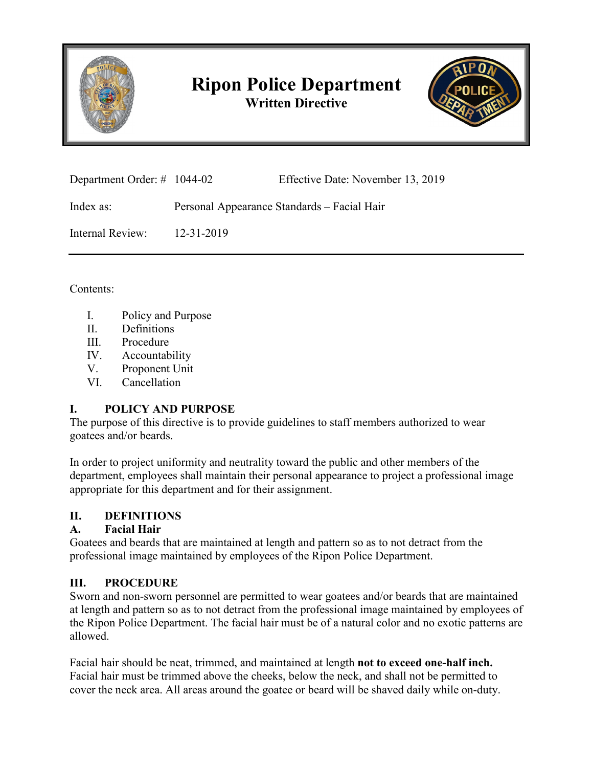# Ripon Police Department

**Written Directive**

Department Order: # 1044-02 Effective Date: November 13, 2019

Index as: Personal Appearance Standards – Facial Hair

Internal Review: 12-31-2019

---

Contents:

I. Policy and Purpose
II. Definitions
III. Procedure
IV. Accountability
V. Proponent Unit
VI. Cancellation

## I. POLICY AND PURPOSE

The purpose of this directive is to provide guidelines to staff members authorized to wear goatees and/or beards.

In order to project uniformity and neutrality toward the public and other members of the department, employees shall maintain their personal appearance to project a professional image appropriate for this department and for their assignment.

## II. DEFINITIONS

### A. Facial Hair

Goatees and beards that are maintained at length and pattern so as to not detract from the professional image maintained by employees of the Ripon Police Department.

## III. PROCEDURE

Sworn and non-sworn personnel are permitted to wear goatees and/or beards that are maintained at length and pattern so as to not detract from the professional image maintained by employees of the Ripon Police Department. The facial hair must be of a natural color and no exotic patterns are allowed.

Facial hair should be neat, trimmed, and maintained at length **not to exceed one-half inch.** Facial hair must be trimmed above the cheeks, below the neck, and shall not be permitted to cover the neck area. All areas around the goatee or beard will be shaved daily while on-duty.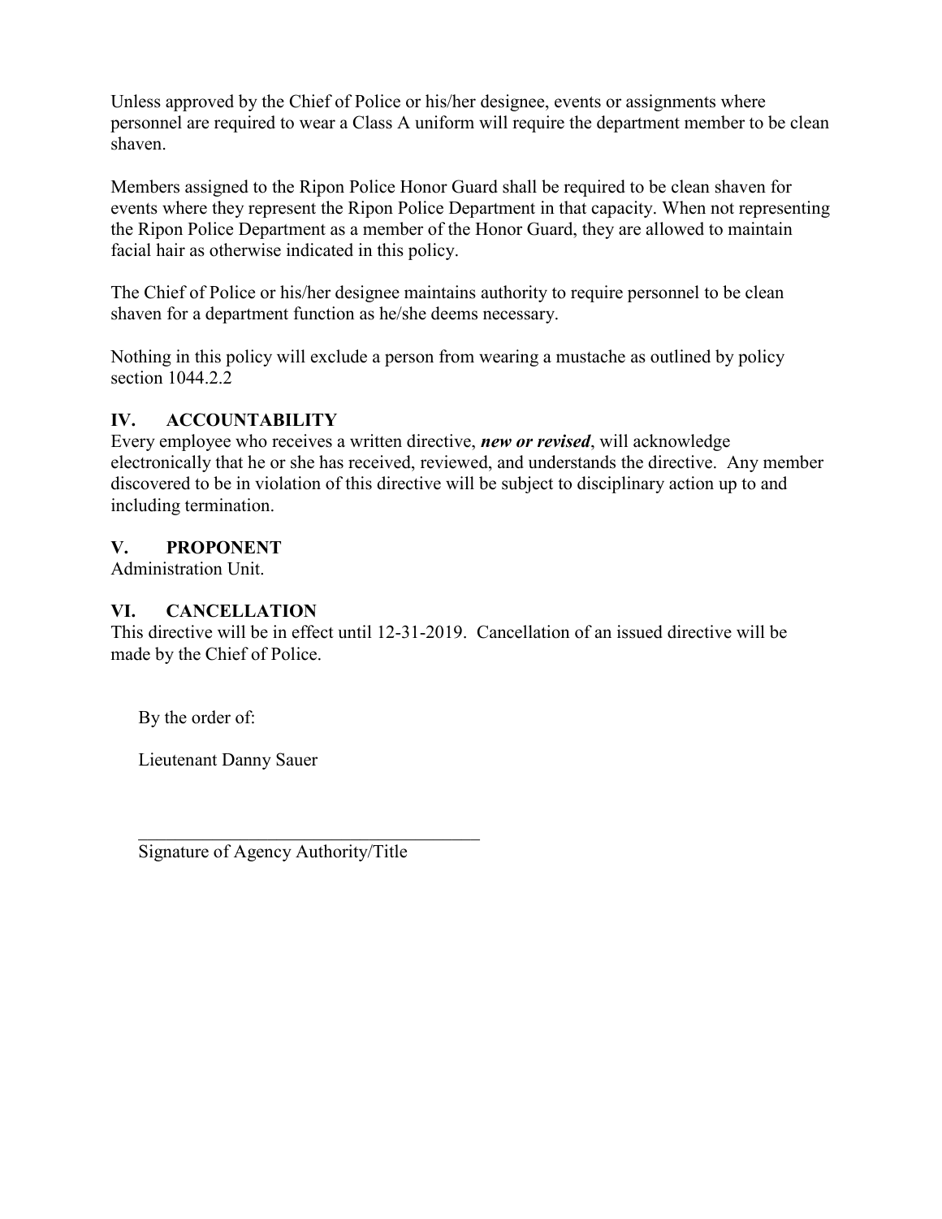Unless approved by the Chief of Police or his/her designee, events or assignments where personnel are required to wear a Class A uniform will require the department member to be clean shaven.

Members assigned to the Ripon Police Honor Guard shall be required to be clean shaven for events where they represent the Ripon Police Department in that capacity. When not representing the Ripon Police Department as a member of the Honor Guard, they are allowed to maintain facial hair as otherwise indicated in this policy.

The Chief of Police or his/her designee maintains authority to require personnel to be clean shaven for a department function as he/she deems necessary.

Nothing in this policy will exclude a person from wearing a mustache as outlined by policy section 1044.2.2

## IV. ACCOUNTABILITY

Every employee who receives a written directive, ***new or revised***, will acknowledge electronically that he or she has received, reviewed, and understands the directive. Any member discovered to be in violation of this directive will be subject to disciplinary action up to and including termination.

## V. PROPONENT

Administration Unit.

## VI. CANCELLATION

This directive will be in effect until 12-31-2019. Cancellation of an issued directive will be made by the Chief of Police.

By the order of:

Lieutenant Danny Sauer

\_\_\_\_\_\_\_\_\_\_\_\_\_\_\_\_\_\_\_\_\_\_\_\_\_\_\_\_\_\_\_\_\_\_\_\_\_\_\_

Signature of Agency Authority/Title